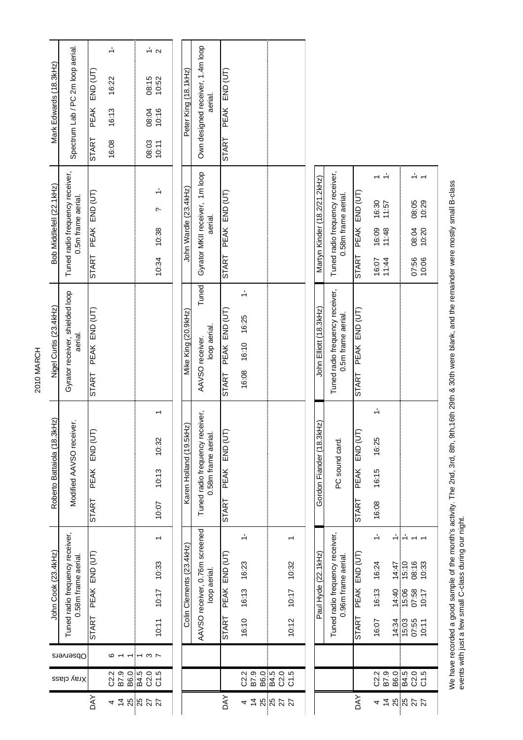# 2010 MARCH

| DAY | Xray class | Observers | John Cook (23.4kHz) | | | | Roberto Battaiola (18.3kHz) | | | | Nigel Curtis (23.4kHz) | | | | Bob Middlefell (22.1kHz) | | | | Mark Edwards (18.3kHz) | | | |
|---|---|---|---|---|---|---|---|---|---|---|---|---|---|---|---|---|---|---|---|---|---|---|
| | | | Tuned radio frequency receiver, 0.58m frame aerial. | | | | Modified AAVSO receiver. | | | | Gyrator receiver, shielded loop aerial. | | | | Tuned radio frequency receiver, 0.5m frame aerial. | | | | Spectrum Lab / PC 2m loop aerial. | | | |
| | | | START | PEAK | END (UT) | | START | PEAK | END (UT) | | START | PEAK | END (UT) | | START | PEAK | END (UT) | | START | PEAK | END (UT) | |
| 4 | C2.2 | 6 | | | | | | | | | | | | | | | | | 16:08 | 16:13 | 16:22 | 1- |
| 14 | B7.9 | 1 | | | | | | | | | | | | | | | | | | | | |
| 25 | B6.0 | 1 | | | | | | | | | | | | | | | | | | | | |
| 25 | B4.5 | 1 | | | | | | | | | | | | | | | | | | | | |
| 27 | C2.0 | 3 | | | | | | | | | | | | | | | | | 08:03 | 08:04 | 08:15 | 1- |
| 27 | C1.5 | 7 | 10:11 | 10:17 | 10:33 | 1 | 10:07 | 10:13 | 10:32 | 1 | | | | | 10:34 | 10:38 | ? | 1- | 10:11 | 10:16 | 10:52 | 2 |

| DAY | Xray class | Colin Clements (23.4kHz) | | | | Karen Holland (19.5kHz) | | | | Mike King (20.9kHz) | | | | John Wardle (23.4kHz) | | | | Peter King (18.1kHz) | | | |
|---|---|---|---|---|---|---|---|---|---|---|---|---|---|---|---|---|---|---|---|---|---|
| | | AAVSO receiver, 0.76m screened loop aerial. | | | | Tuned radio frequency receiver, 0.58m frame aerial. | | | | AAVSO receiver. Tuned loop aerial. | | | | Gyrator MKII receiver, 1m loop aerial. | | | | Own designed receiver, 1.4m loop aerial. | | | |
| | | START | PEAK | END (UT) | | START | PEAK | END (UT) | | START | PEAK | END (UT) | | START | PEAK | END (UT) | | START | PEAK | END (UT) | |
| 4 | C2.2 | 16:10 | 16:13 | 16:23 | 1- | | | | | 16:08 | 16:10 | 16:25 | 1- | | | | | | | | |
| 14 | B7.9 | | | | | | | | | | | | | | | | | | | | |
| 25 | B6.0 | | | | | | | | | | | | | | | | | | | | |
| 25 | B4.5 | | | | | | | | | | | | | | | | | | | | |
| 27 | C2.0 | | | | | | | | | | | | | | | | | | | | |
| 27 | C1.5 | 10:12 | 10:17 | 10:32 | 1 | | | | | | | | | | | | | | | | |

| DAY | Xray class | Paul Hyde (22.1kHz) | | | | Gordon Fiander (18.3kHz) | | | | John Elliott (18.3kHz) | | | | Martyn Kinder (18.2/21.2kHz) | | | |
|---|---|---|---|---|---|---|---|---|---|---|---|---|---|---|---|---|---|
| | | Tuned radio frequency receiver, 0.96m frame aerial. | | | | PC sound card. | | | | Tuned radio frequency receiver, 0.5m frame aerial. | | | | Tuned radio frequency receiver, 0.58m frame aerial. | | | |
| | | START | PEAK | END (UT) | | START | PEAK | END (UT) | | START | PEAK | END (UT) | | START | PEAK | END (UT) | |
| 4 | C2.2 | 16:07 | 16:13 | 16:24 | 1- | 16:08 | 16:15 | 16:25 | 1- | | | | | 16:07 | 16:09 | 16:30 | 1 |
| 14 | B7.9 | | | | | | | | | | | | | 11:44 | 11:48 | 11:57 | 1- |
| 25 | B6.0 | 14:34 | 14:40 | 14:47 | 1- | | | | | | | | | | | | |
| 25 | B4.5 | 15:03 | 15:06 | 15:10 | 1- | | | | | | | | | | | | |
| 27 | C2.0 | 07:55 | 07:58 | 08:16 | 1 | | | | | | | | | 07:56 | 08:04 | 08:05 | 1- |
| 27 | C1.5 | 10:11 | 10:17 | 10:33 | 1 | | | | | | | | | 10:06 | 10:20 | 10:29 | 1 |

We have recorded a good sample of the month's activity. The 2nd, 3rd, 8th, 9th,16th 29th & 30th were blank, and the remainder were mostly small B-class events with just a few small C-class during our night.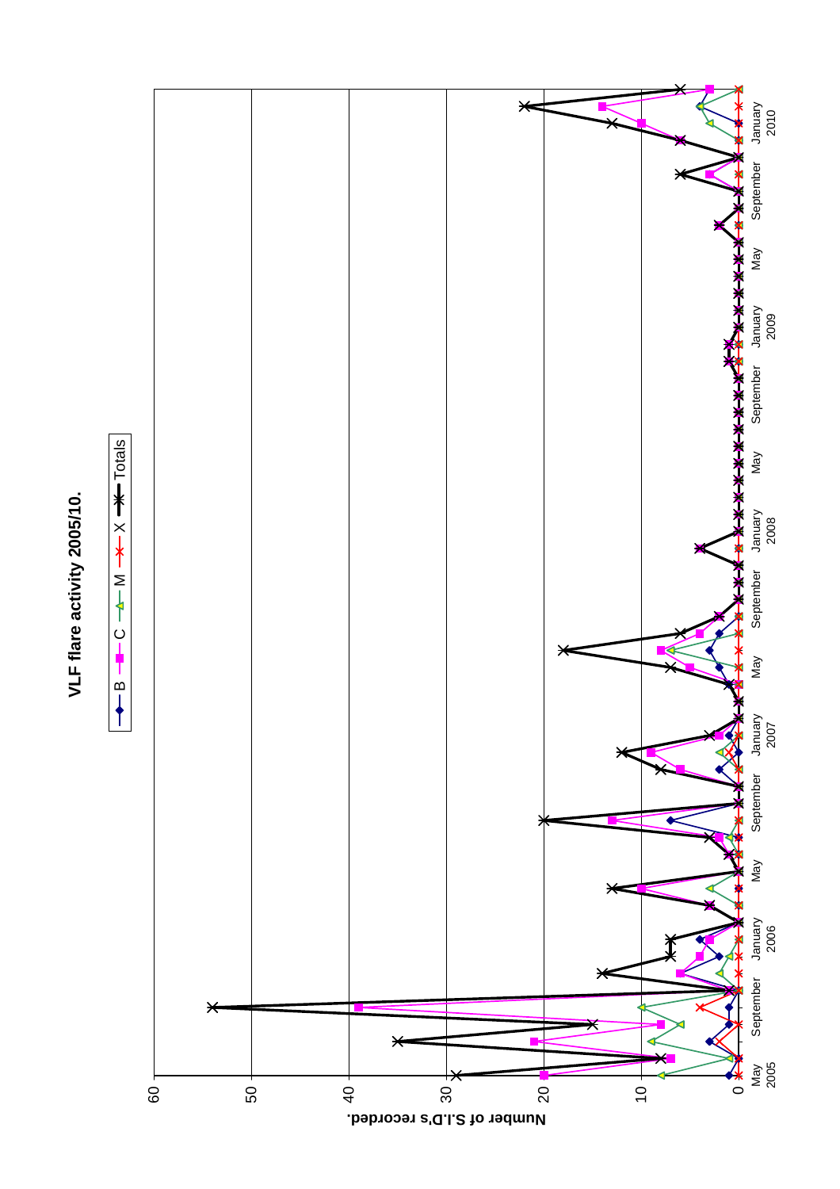**VLF flare activity 2005/10.**

B C M X Totals

Number of S.I.D's recorded.

60
50
40
30
20
10
0

May 2005
September
January 2006
May
September
January 2007
May
September
January 2008
May
September
January 2009
May
September
January 2010